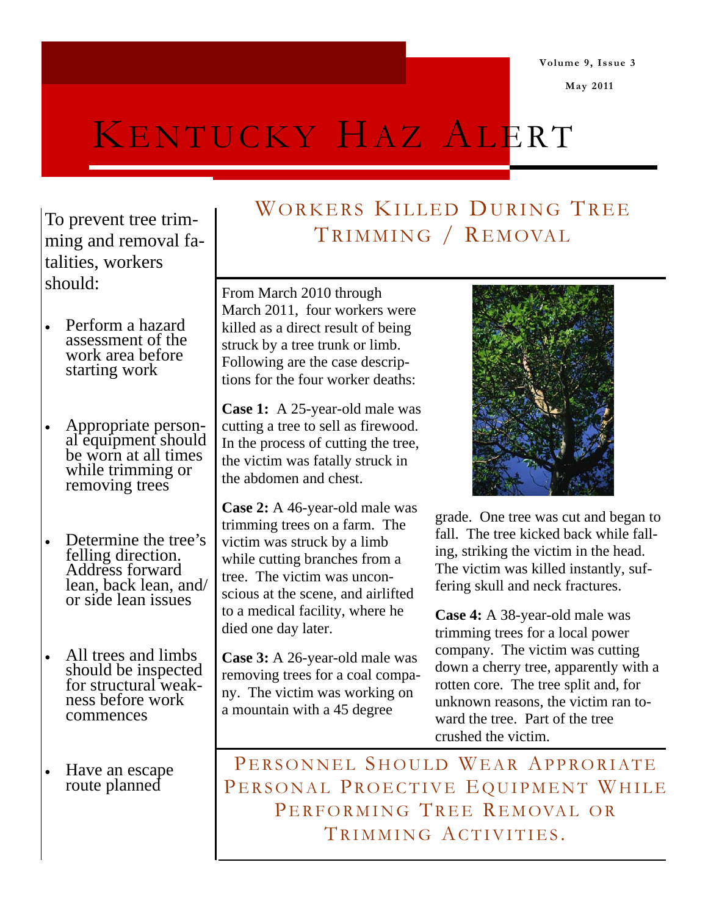# Kentucky Haz Alert

## Workers Killed During Tree Trimming / Removal

From March 2010 through March 2011, four workers were killed as a direct result of being struck by a tree trunk or limb. Following are the case descriptions for the four worker deaths:

**Case 1:** A 25-year-old male was cutting a tree to sell as firewood. In the process of cutting the tree, the victim was fatally struck in the abdomen and chest.

**Case 2:** A 46-year-old male was trimming trees on a farm. The victim was struck by a limb while cutting branches from a tree. The victim was unconscious at the scene, and airlifted to a medical facility, where he died one day later.

**Case 3:** A 26-year-old male was removing trees for a coal company. The victim was working on a mountain with a 45 degree grade. One tree was cut and began to fall. The tree kicked back while falling, striking the victim in the head. The victim was killed instantly, suffering skull and neck fractures.

**Case 4:** A 38-year-old male was trimming trees for a local power company. The victim was cutting down a cherry tree, apparently with a rotten core. The tree split and, for unknown reasons, the victim ran toward the tree. Part of the tree crushed the victim.

To prevent tree trimming and removal fatalities, workers should:

- Perform a hazard assessment of the work area before starting work
- Appropriate personal equipment should be worn at all times while trimming or removing trees
- Determine the tree's felling direction. Address forward lean, back lean, and/or side lean issues
- All trees and limbs should be inspected for structural weakness before work commences
- Have an escape route planned

## Personnel Should Wear Approriate Personal Proective Equipment While Performing Tree Removal or Trimming Activities.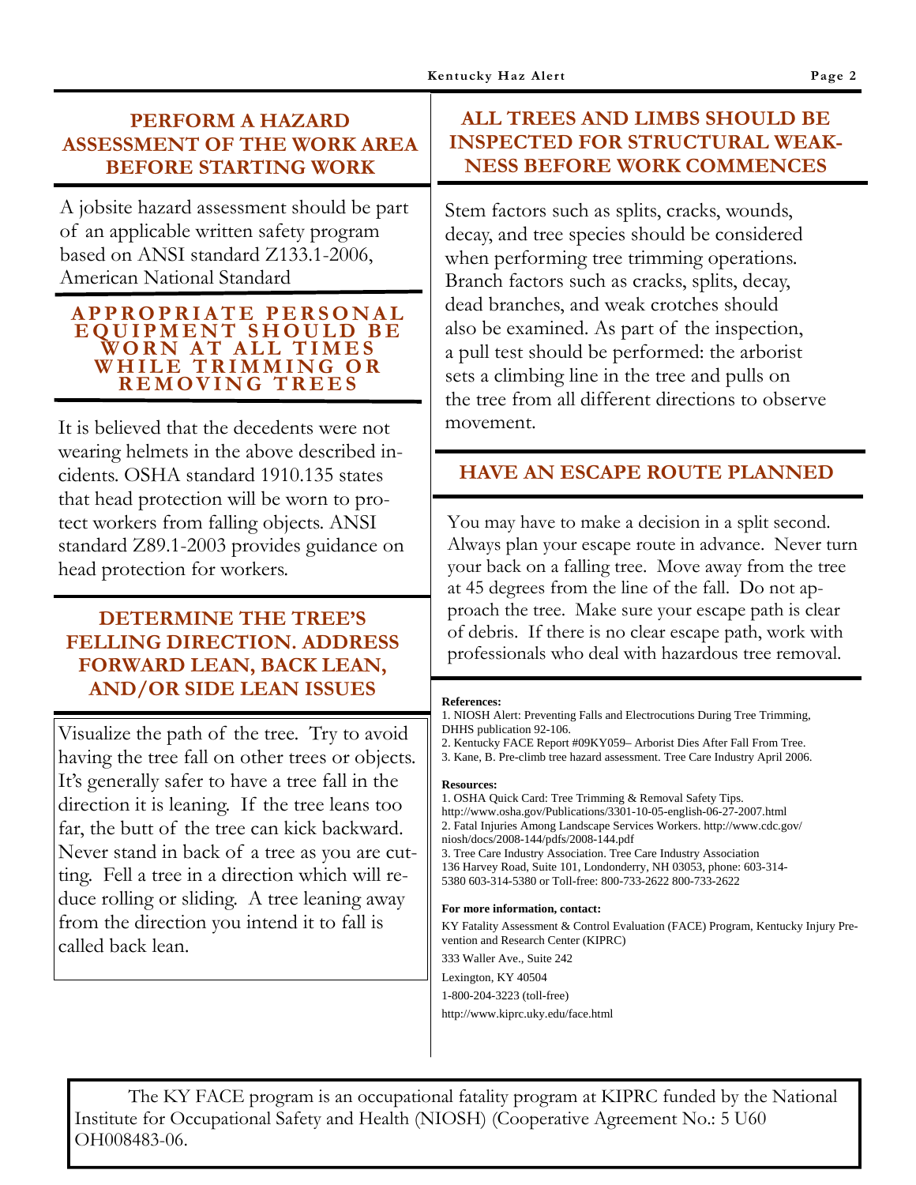## PERFORM A HAZARD ASSESSMENT OF THE WORK AREA BEFORE STARTING WORK

A jobsite hazard assessment should be part of an applicable written safety program based on ANSI standard Z133.1-2006, American National Standard

## APPROPRIATE PERSONAL EQUIPMENT SHOULD BE WORN AT ALL TIMES WHILE TRIMMING OR REMOVING TREES

It is believed that the decedents were not wearing helmets in the above described incidents. OSHA standard 1910.135 states that head protection will be worn to protect workers from falling objects. ANSI standard Z89.1-2003 provides guidance on head protection for workers.

## DETERMINE THE TREE'S FELLING DIRECTION. ADDRESS FORWARD LEAN, BACK LEAN, AND/OR SIDE LEAN ISSUES

Visualize the path of the tree. Try to avoid having the tree fall on other trees or objects. It's generally safer to have a tree fall in the direction it is leaning. If the tree leans too far, the butt of the tree can kick backward. Never stand in back of a tree as you are cutting. Fell a tree in a direction which will reduce rolling or sliding. A tree leaning away from the direction you intend it to fall is called back lean.

## ALL TREES AND LIMBS SHOULD BE INSPECTED FOR STRUCTURAL WEAKNESS BEFORE WORK COMMENCES

Stem factors such as splits, cracks, wounds, decay, and tree species should be considered when performing tree trimming operations. Branch factors such as cracks, splits, decay, dead branches, and weak crotches should also be examined. As part of the inspection, a pull test should be performed: the arborist sets a climbing line in the tree and pulls on the tree from all different directions to observe movement.

## HAVE AN ESCAPE ROUTE PLANNED

You may have to make a decision in a split second. Always plan your escape route in advance. Never turn your back on a falling tree. Move away from the tree at 45 degrees from the line of the fall. Do not approach the tree. Make sure your escape path is clear of debris. If there is no clear escape path, work with professionals who deal with hazardous tree removal.

**References:**

1. NIOSH Alert: Preventing Falls and Electrocutions During Tree Trimming, DHHS publication 92-106.
2. Kentucky FACE Report #09KY059– Arborist Dies After Fall From Tree.
3. Kane, B. Pre-climb tree hazard assessment. Tree Care Industry April 2006.

**Resources:**

1. OSHA Quick Card: Tree Trimming & Removal Safety Tips. http://www.osha.gov/Publications/3301-10-05-english-06-27-2007.html
2. Fatal Injuries Among Landscape Services Workers. http://www.cdc.gov/niosh/docs/2008-144/pdfs/2008-144.pdf
3. Tree Care Industry Association. Tree Care Industry Association 136 Harvey Road, Suite 101, Londonderry, NH 03053, phone: 603-314-5380 603-314-5380 or Toll-free: 800-733-2622 800-733-2622

**For more information, contact:**

KY Fatality Assessment & Control Evaluation (FACE) Program, Kentucky Injury Prevention and Research Center (KIPRC)

333 Waller Ave., Suite 242

Lexington, KY 40504

1-800-204-3223 (toll-free)

http://www.kiprc.uky.edu/face.html

The KY FACE program is an occupational fatality program at KIPRC funded by the National Institute for Occupational Safety and Health (NIOSH) (Cooperative Agreement No.: 5 U60 OH008483-06.